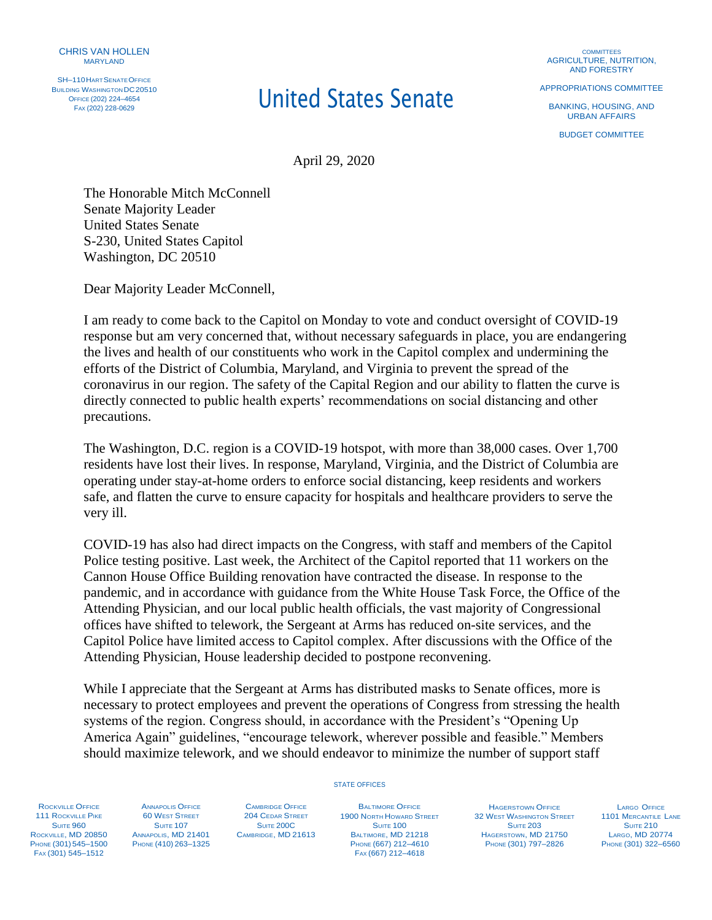CHRIS VAN HOLLEN
MARYLAND

SH–110 HART SENATE OFFICE BUILDING WASHINGTON DC 20510
OFFICE (202) 224–4654
FAX (202) 228-0629

# United States Senate

COMMITTEES
AGRICULTURE, NUTRITION, AND FORESTRY

APPROPRIATIONS COMMITTEE

BANKING, HOUSING, AND URBAN AFFAIRS

BUDGET COMMITTEE

April 29, 2020

The Honorable Mitch McConnell
Senate Majority Leader
United States Senate
S-230, United States Capitol
Washington, DC 20510

Dear Majority Leader McConnell,

I am ready to come back to the Capitol on Monday to vote and conduct oversight of COVID-19 response but am very concerned that, without necessary safeguards in place, you are endangering the lives and health of our constituents who work in the Capitol complex and undermining the efforts of the District of Columbia, Maryland, and Virginia to prevent the spread of the coronavirus in our region. The safety of the Capital Region and our ability to flatten the curve is directly connected to public health experts' recommendations on social distancing and other precautions.

The Washington, D.C. region is a COVID-19 hotspot, with more than 38,000 cases. Over 1,700 residents have lost their lives. In response, Maryland, Virginia, and the District of Columbia are operating under stay-at-home orders to enforce social distancing, keep residents and workers safe, and flatten the curve to ensure capacity for hospitals and healthcare providers to serve the very ill.

COVID-19 has also had direct impacts on the Congress, with staff and members of the Capitol Police testing positive. Last week, the Architect of the Capitol reported that 11 workers on the Cannon House Office Building renovation have contracted the disease. In response to the pandemic, and in accordance with guidance from the White House Task Force, the Office of the Attending Physician, and our local public health officials, the vast majority of Congressional offices have shifted to telework, the Sergeant at Arms has reduced on-site services, and the Capitol Police have limited access to Capitol complex. After discussions with the Office of the Attending Physician, House leadership decided to postpone reconvening.

While I appreciate that the Sergeant at Arms has distributed masks to Senate offices, more is necessary to protect employees and prevent the operations of Congress from stressing the health systems of the region. Congress should, in accordance with the President's "Opening Up America Again" guidelines, "encourage telework, wherever possible and feasible." Members should maximize telework, and we should endeavor to minimize the number of support staff

STATE OFFICES

ROCKVILLE OFFICE
111 ROCKVILLE PIKE
SUITE 960
ROCKVILLE, MD 20850
PHONE (301) 545–1500
FAX (301) 545–1512

ANNAPOLIS OFFICE
60 WEST STREET
SUITE 107
ANNAPOLIS, MD 21401
PHONE (410) 263–1325

CAMBRIDGE OFFICE
204 CEDAR STREET
SUITE 200C
CAMBRIDGE, MD 21613

BALTIMORE OFFICE
1900 NORTH HOWARD STREET
SUITE 100
BALTIMORE, MD 21218
PHONE (667) 212–4610
FAX (667) 212–4618

HAGERSTOWN OFFICE
32 WEST WASHINGTON STREET
SUITE 203
HAGERSTOWN, MD 21750
PHONE (301) 797–2826

LARGO OFFICE
1101 MERCANTILE LANE
SUITE 210
LARGO, MD 20774
PHONE (301) 322–6560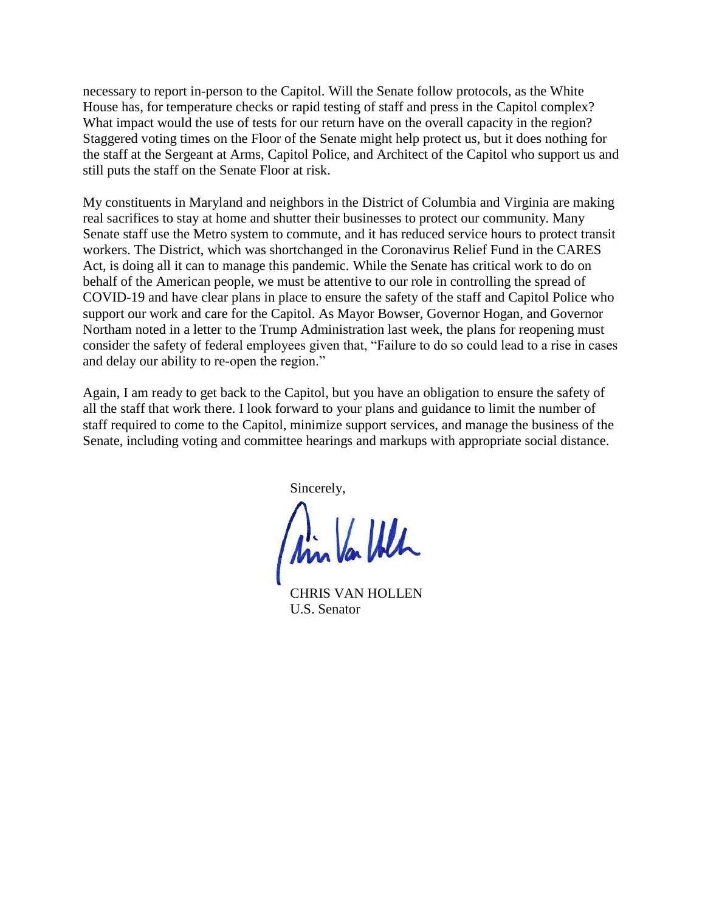necessary to report in-person to the Capitol. Will the Senate follow protocols, as the White House has, for temperature checks or rapid testing of staff and press in the Capitol complex? What impact would the use of tests for our return have on the overall capacity in the region? Staggered voting times on the Floor of the Senate might help protect us, but it does nothing for the staff at the Sergeant at Arms, Capitol Police, and Architect of the Capitol who support us and still puts the staff on the Senate Floor at risk.

My constituents in Maryland and neighbors in the District of Columbia and Virginia are making real sacrifices to stay at home and shutter their businesses to protect our community. Many Senate staff use the Metro system to commute, and it has reduced service hours to protect transit workers. The District, which was shortchanged in the Coronavirus Relief Fund in the CARES Act, is doing all it can to manage this pandemic. While the Senate has critical work to do on behalf of the American people, we must be attentive to our role in controlling the spread of COVID-19 and have clear plans in place to ensure the safety of the staff and Capitol Police who support our work and care for the Capitol. As Mayor Bowser, Governor Hogan, and Governor Northam noted in a letter to the Trump Administration last week, the plans for reopening must consider the safety of federal employees given that, "Failure to do so could lead to a rise in cases and delay our ability to re-open the region."

Again, I am ready to get back to the Capitol, but you have an obligation to ensure the safety of all the staff that work there. I look forward to your plans and guidance to limit the number of staff required to come to the Capitol, minimize support services, and manage the business of the Senate, including voting and committee hearings and markups with appropriate social distance.

Sincerely,

CHRIS VAN HOLLEN
U.S. Senator